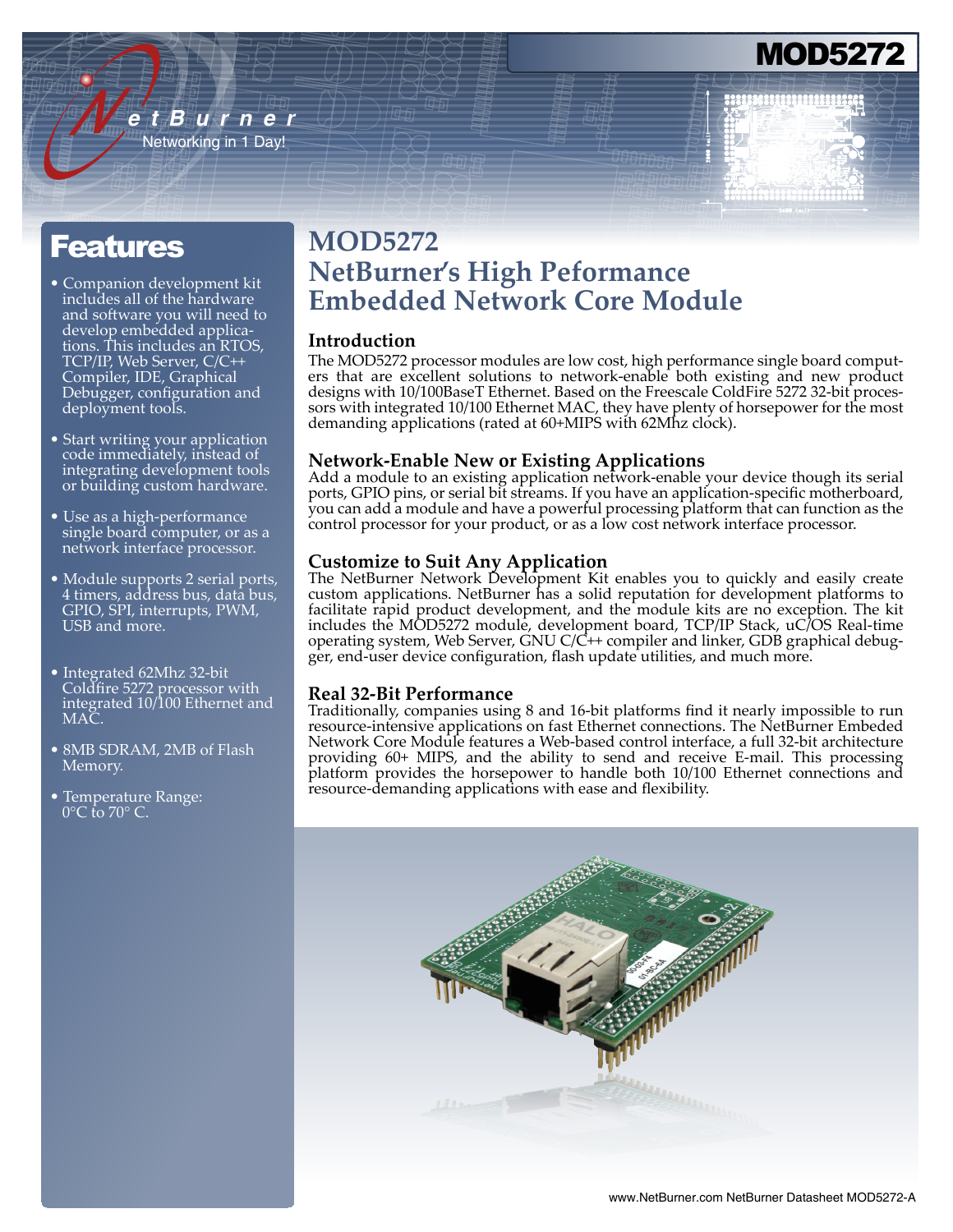# MOD5272

NetBurner
Networking in 1 Day!

## Features

- Companion development kit includes all of the hardware and software you will need to develop embedded applications. This includes an RTOS, TCP/IP, Web Server, C/C++ Compiler, IDE, Graphical Debugger, configuration and deployment tools.
- Start writing your application code immediately, instead of integrating development tools or building custom hardware.
- Use as a high-performance single board computer, or as a network interface processor.
- Module supports 2 serial ports, 4 timers, address bus, data bus, GPIO, SPI, interrupts, PWM, USB and more.
- Integrated 62Mhz 32-bit Coldfire 5272 processor with integrated 10/100 Ethernet and MAC.
- 8MB SDRAM, 2MB of Flash Memory.
- Temperature Range: 0°C to 70° C.

## MOD5272
## NetBurner's High Peformance Embedded Network Core Module

### Introduction

The MOD5272 processor modules are low cost, high performance single board computers that are excellent solutions to network-enable both existing and new product designs with 10/100BaseT Ethernet. Based on the Freescale ColdFire 5272 32-bit processors with integrated 10/100 Ethernet MAC, they have plenty of horsepower for the most demanding applications (rated at 60+MIPS with 62Mhz clock).

### Network-Enable New or Existing Applications

Add a module to an existing application network-enable your device though its serial ports, GPIO pins, or serial bit streams. If you have an application-specific motherboard, you can add a module and have a powerful processing platform that can function as the control processor for your product, or as a low cost network interface processor.

### Customize to Suit Any Application

The NetBurner Network Development Kit enables you to quickly and easily create custom applications. NetBurner has a solid reputation for development platforms to facilitate rapid product development, and the module kits are no exception. The kit includes the MOD5272 module, development board, TCP/IP Stack, uC/OS Real-time operating system, Web Server, GNU C/C++ compiler and linker, GDB graphical debugger, end-user device configuration, flash update utilities, and much more.

### Real 32-Bit Performance

Traditionally, companies using 8 and 16-bit platforms find it nearly impossible to run resource-intensive applications on fast Ethernet connections. The NetBurner Embeded Network Core Module features a Web-based control interface, a full 32-bit architecture providing 60+ MIPS, and the ability to send and receive E-mail. This processing platform provides the horsepower to handle both 10/100 Ethernet connections and resource-demanding applications with ease and flexibility.

www.NetBurner.com NetBurner Datasheet MOD5272-A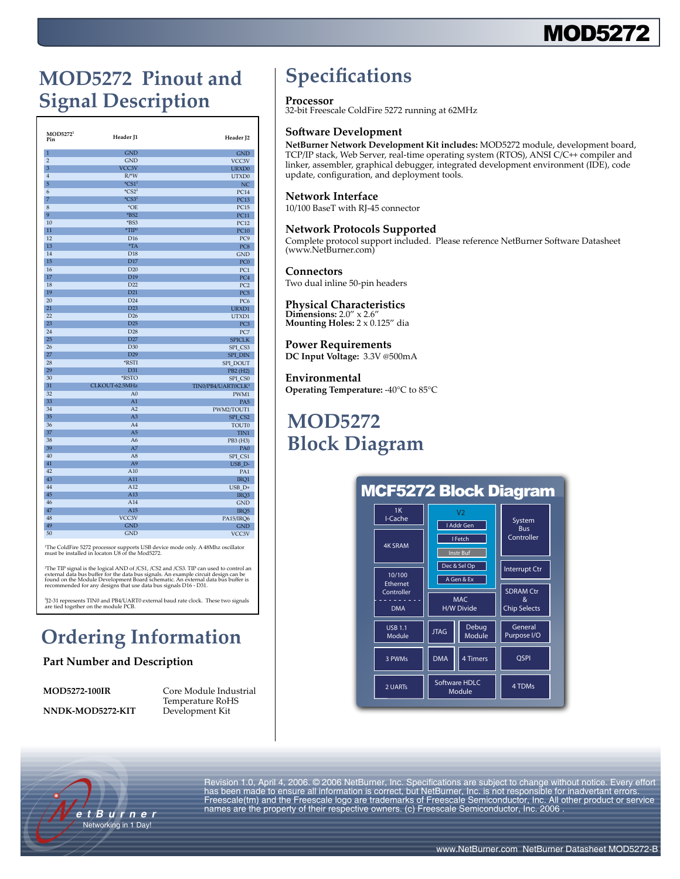# MOD5272 Pinout and Signal Description

| MOD5272[1] Pin | Header J1 | Header J2 |
|---|---|---|
| 1 | GND | GND |
| 2 | GND | VCC3V |
| 3 | VCC3V | URXD0 |
| 4 | R/*W | UTXD0 |
| 5 | *CS1[2] | NC |
| 6 | *CS2[2] | PC14 |
| 7 | *CS3[2] | PC13 |
| 8 | *OE | PC15 |
| 9 | *BS2 | PC11 |
| 10 | *BS3 | PC12 |
| 11 | *TIP[2] | PC10 |
| 12 | D16 | PC9 |
| 13 | *TA | PC8 |
| 14 | D18 | GND |
| 15 | D17 | PC0 |
| 16 | D20 | PC1 |
| 17 | D19 | PC4 |
| 18 | D22 | PC2 |
| 19 | D21 | PC5 |
| 20 | D24 | PC6 |
| 21 | D23 | URXD1 |
| 22 | D26 | UTXD1 |
| 23 | D25 | PC3 |
| 24 | D28 | PC7 |
| 25 | D27 | SPICLK |
| 26 | D30 | SPI_CS3 |
| 27 | D29 | SPI_DIN |
| 28 | *RSTI | SPI_DOUT |
| 29 | D31 | PB2 (H2) |
| 30 | *RSTO | SPI_CS0 |
| 31 | CLKOUT-62.5MHz | TIN0/PB4/UART0CLK[3] |
| 32 | A0 | PWM1 |
| 33 | A1 | PA5 |
| 34 | A2 | PWM2/TOUT1 |
| 35 | A3 | SPI_CS2 |
| 36 | A4 | TOUT0 |
| 37 | A5 | TIN1 |
| 38 | A6 | PB3 (H3) |
| 39 | A7 | PA0 |
| 40 | A8 | SPI_CS1 |
| 41 | A9 | USB_D- |
| 42 | A10 | PA1 |
| 43 | A11 | IRQ1 |
| 44 | A12 | USB_D+ |
| 45 | A13 | IRQ3 |
| 46 | A14 | GND |
| 47 | A15 | IRQ5 |
| 48 | VCC3V | PA15/IRQ6 |
| 49 | GND | GND |
| 50 | GND | VCC3V |

[1]The ColdFire 5272 processor supports USB device mode only. A 48Mhz oscillator must be installed in locaton U8 of the Mod5272.

[2]The TIP signal is the logical AND of /CS1, /CS2 and /CS3. TIP can used to control an external data bus buffer for the data bus signals. An example circuit design can be found on the Module Development Board schematic. An external data bus buffer is recommended for any designs that use data bus signals D16 - D31.

[3]J2-31 represents TIN0 and PB4/UART0 external baud rate clock. These two signals are tied together on the module PCB.

# Ordering Information

### Part Number and Description

| | |
|---|---|
| **MOD5272-100IR** | Core Module Industrial Temperature RoHS |
| **NNDK-MOD5272-KIT** | Development Kit |

# Specifications

### Processor
32-bit Freescale ColdFire 5272 running at 62MHz

### Software Development
**NetBurner Network Development Kit includes:** MOD5272 module, development board, TCP/IP stack, Web Server, real-time operating system (RTOS), ANSI C/C++ compiler and linker, assembler, graphical debugger, integrated development environment (IDE), code update, configuration, and deployment tools.

### Network Interface
10/100 BaseT with RJ-45 connector

### Network Protocols Supported
Complete protocol support included. Please reference NetBurner Software Datasheet (www.NetBurner.com)

### Connectors
Two dual inline 50-pin headers

### Physical Characteristics
**Dimensions:** 2.0″ x 2.6″
**Mounting Holes:** 2 x 0.125″ dia

### Power Requirements
**DC Input Voltage:** 3.3V @500mA

### Environmental
**Operating Temperature:** -40°C to 85°C

# MOD5272 Block Diagram

MCF5272 Block Diagram

1K I-Cache
4K SRAM
10/100 Ethernet Controller
DMA
V2
I Addr Gen
I Fetch
Instr Buf
Dec & Sel Op
A Gen & Ex
MAC H/W Divide
System Bus Controller
Interrupt Ctr
SDRAM Ctr & Chip Selects
USB 1.1 Module
JTAG
Debug Module
General Purpose I/O
3 PWMs
DMA
4 Timers
QSPI
2 UARTs
Software HDLC Module
4 TDMs

Revision 1.0, April 4, 2006. © 2006 NetBurner, Inc. Specifications are subject to change without notice. Every effort has been made to ensure all information is correct, but NetBurner, Inc. is not responsible for inadvertant errors. Freescale(tm) and the Freescale logo are trademarks of Freescale Semiconductor, Inc. All other product or service names are the property of their respective owners. (c) Freescale Semiconductor, Inc. 2006 .

NetBurner
Networking in 1 Day!